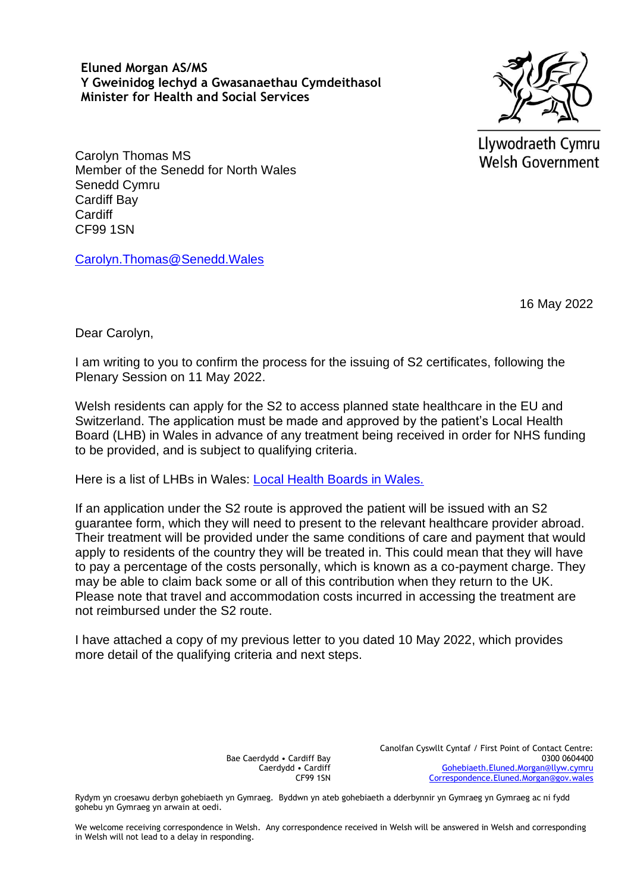**Eluned Morgan AS/MS**
**Y Gweinidog Iechyd a Gwasanaethau Cymdeithasol**
**Minister for Health and Social Services**

Llywodraeth Cymru
Welsh Government

Carolyn Thomas MS
Member of the Senedd for North Wales
Senedd Cymru
Cardiff Bay
Cardiff
CF99 1SN

[Carolyn.Thomas@Senedd.Wales](mailto:Carolyn.Thomas@Senedd.Wales)

16 May 2022

Dear Carolyn,

I am writing to you to confirm the process for the issuing of S2 certificates, following the Plenary Session on 11 May 2022.

Welsh residents can apply for the S2 to access planned state healthcare in the EU and Switzerland. The application must be made and approved by the patient's Local Health Board (LHB) in Wales in advance of any treatment being received in order for NHS funding to be provided, and is subject to qualifying criteria.

Here is a list of LHBs in Wales: [Local Health Boards in Wales.]()

If an application under the S2 route is approved the patient will be issued with an S2 guarantee form, which they will need to present to the relevant healthcare provider abroad. Their treatment will be provided under the same conditions of care and payment that would apply to residents of the country they will be treated in. This could mean that they will have to pay a percentage of the costs personally, which is known as a co-payment charge. They may be able to claim back some or all of this contribution when they return to the UK. Please note that travel and accommodation costs incurred in accessing the treatment are not reimbursed under the S2 route.

I have attached a copy of my previous letter to you dated 10 May 2022, which provides more detail of the qualifying criteria and next steps.

Bae Caerdydd • Cardiff Bay
Caerdydd • Cardiff
CF99 1SN

Canolfan Cyswllt Cyntaf / First Point of Contact Centre:
0300 0604400
[Gohebiaeth.Eluned.Morgan@llyw.cymru](mailto:Gohebiaeth.Eluned.Morgan@llyw.cymru)
[Correspondence.Eluned.Morgan@gov.wales](mailto:Correspondence.Eluned.Morgan@gov.wales)

Rydym yn croesawu derbyn gohebiaeth yn Gymraeg. Byddwn yn ateb gohebiaeth a dderbynnir yn Gymraeg yn Gymraeg ac ni fydd gohebu yn Gymraeg yn arwain at oedi.

We welcome receiving correspondence in Welsh. Any correspondence received in Welsh will be answered in Welsh and corresponding in Welsh will not lead to a delay in responding.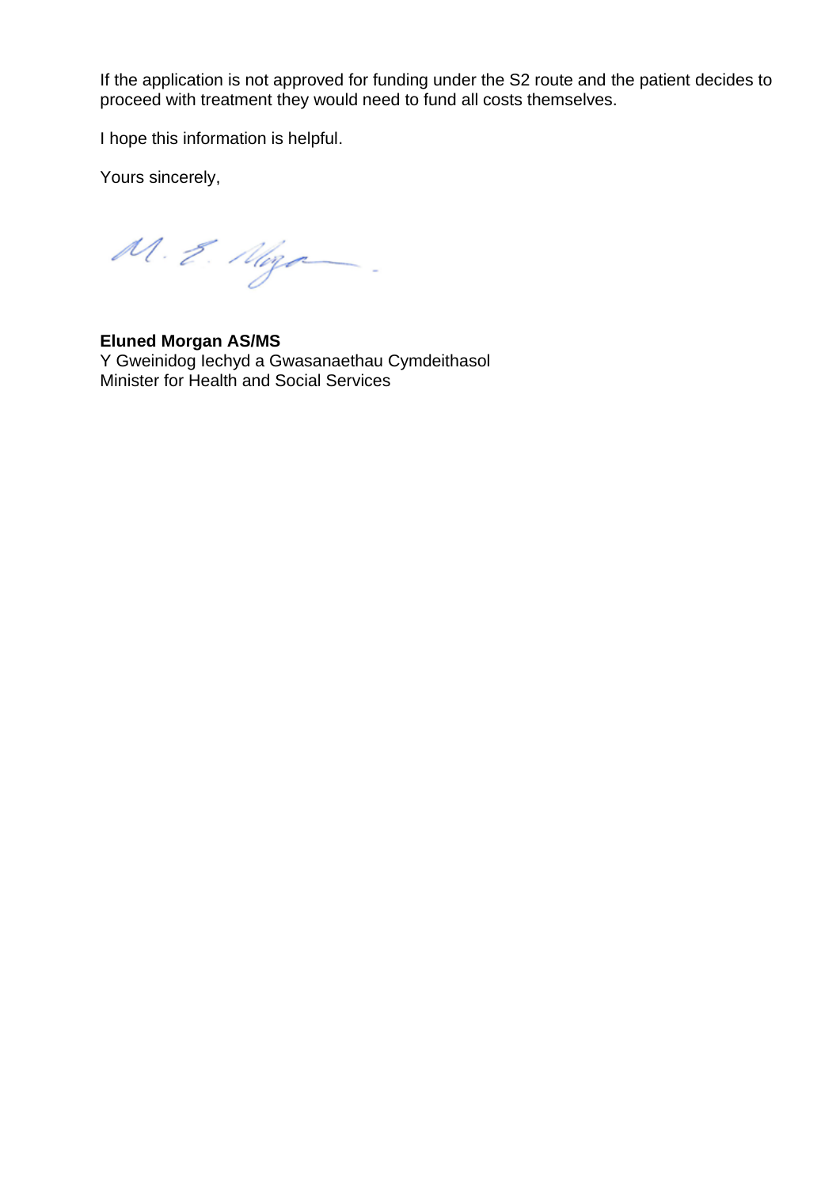If the application is not approved for funding under the S2 route and the patient decides to proceed with treatment they would need to fund all costs themselves.

I hope this information is helpful.

Yours sincerely,

**Eluned Morgan AS/MS**
Y Gweinidog Iechyd a Gwasanaethau Cymdeithasol
Minister for Health and Social Services